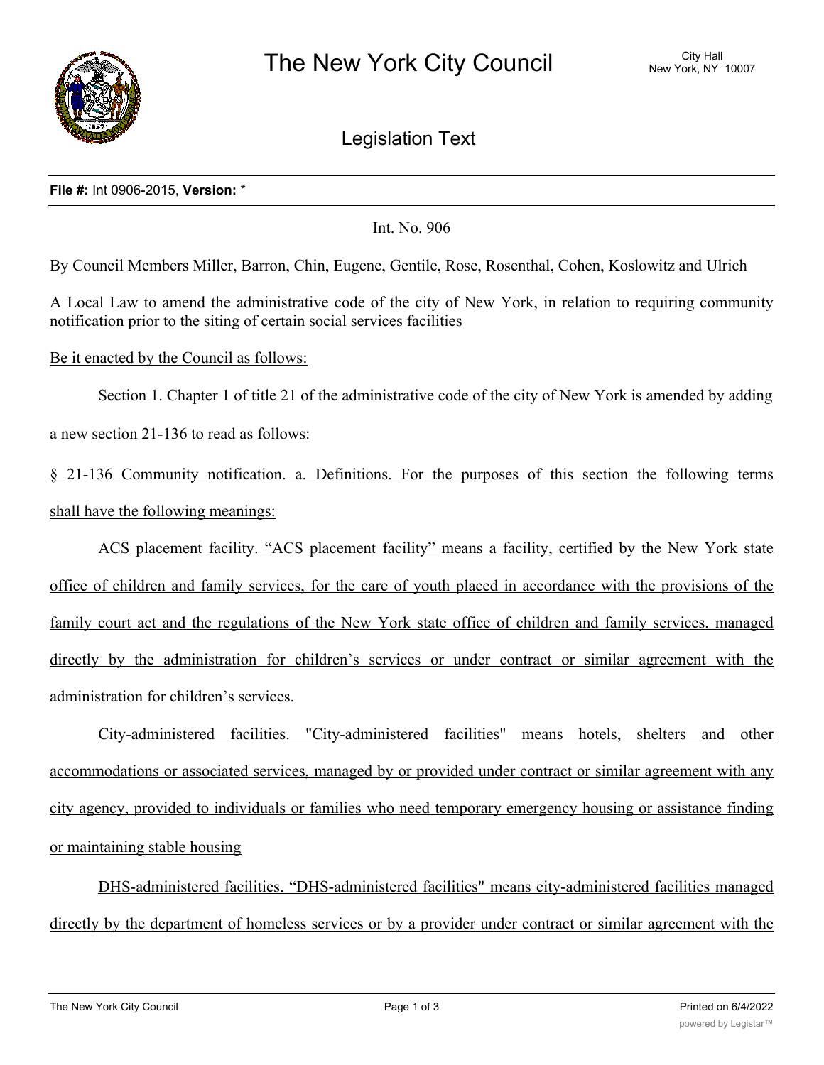# The New York City Council

City Hall
New York, NY 10007

## Legislation Text

**File #:** Int 0906-2015, **Version:** *

Int. No. 906

By Council Members Miller, Barron, Chin, Eugene, Gentile, Rose, Rosenthal, Cohen, Koslowitz and Ulrich

A Local Law to amend the administrative code of the city of New York, in relation to requiring community notification prior to the siting of certain social services facilities

Be it enacted by the Council as follows:

Section 1. Chapter 1 of title 21 of the administrative code of the city of New York is amended by adding a new section 21-136 to read as follows:

§ 21-136 Community notification. a. Definitions. For the purposes of this section the following terms shall have the following meanings:

ACS placement facility. "ACS placement facility" means a facility, certified by the New York state office of children and family services, for the care of youth placed in accordance with the provisions of the family court act and the regulations of the New York state office of children and family services, managed directly by the administration for children's services or under contract or similar agreement with the administration for children's services.

City-administered facilities. "City-administered facilities" means hotels, shelters and other accommodations or associated services, managed by or provided under contract or similar agreement with any city agency, provided to individuals or families who need temporary emergency housing or assistance finding or maintaining stable housing

DHS-administered facilities. "DHS-administered facilities" means city-administered facilities managed directly by the department of homeless services or by a provider under contract or similar agreement with the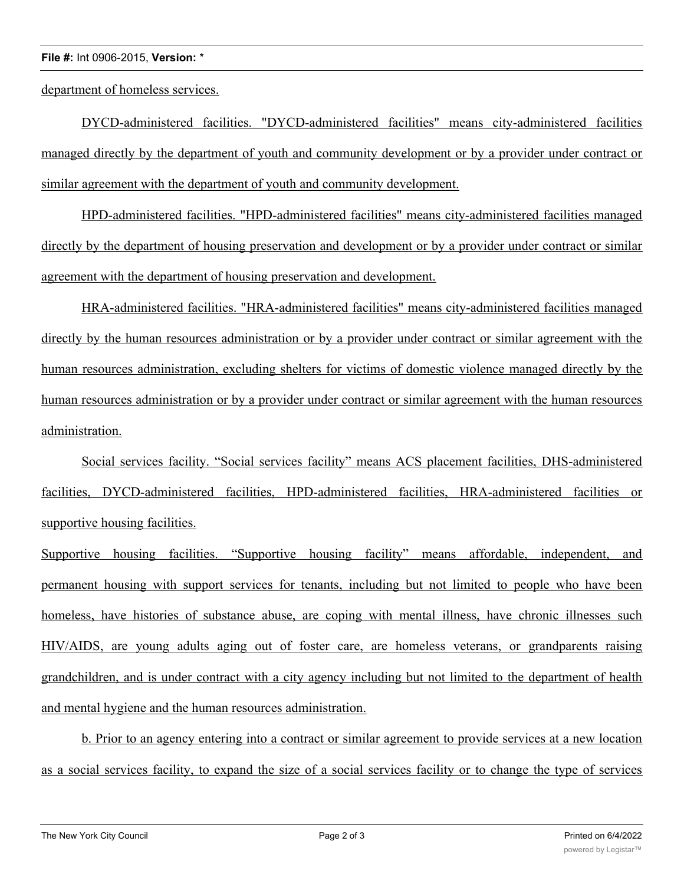department of homeless services.

DYCD-administered facilities. "DYCD-administered facilities" means city-administered facilities managed directly by the department of youth and community development or by a provider under contract or similar agreement with the department of youth and community development.

HPD-administered facilities. "HPD-administered facilities" means city-administered facilities managed directly by the department of housing preservation and development or by a provider under contract or similar agreement with the department of housing preservation and development.

HRA-administered facilities. "HRA-administered facilities" means city-administered facilities managed directly by the human resources administration or by a provider under contract or similar agreement with the human resources administration, excluding shelters for victims of domestic violence managed directly by the human resources administration or by a provider under contract or similar agreement with the human resources administration.

Social services facility. "Social services facility" means ACS placement facilities, DHS-administered facilities, DYCD-administered facilities, HPD-administered facilities, HRA-administered facilities or supportive housing facilities.

Supportive housing facilities. "Supportive housing facility" means affordable, independent, and permanent housing with support services for tenants, including but not limited to people who have been homeless, have histories of substance abuse, are coping with mental illness, have chronic illnesses such HIV/AIDS, are young adults aging out of foster care, are homeless veterans, or grandparents raising grandchildren, and is under contract with a city agency including but not limited to the department of health and mental hygiene and the human resources administration.

b. Prior to an agency entering into a contract or similar agreement to provide services at a new location as a social services facility, to expand the size of a social services facility or to change the type of services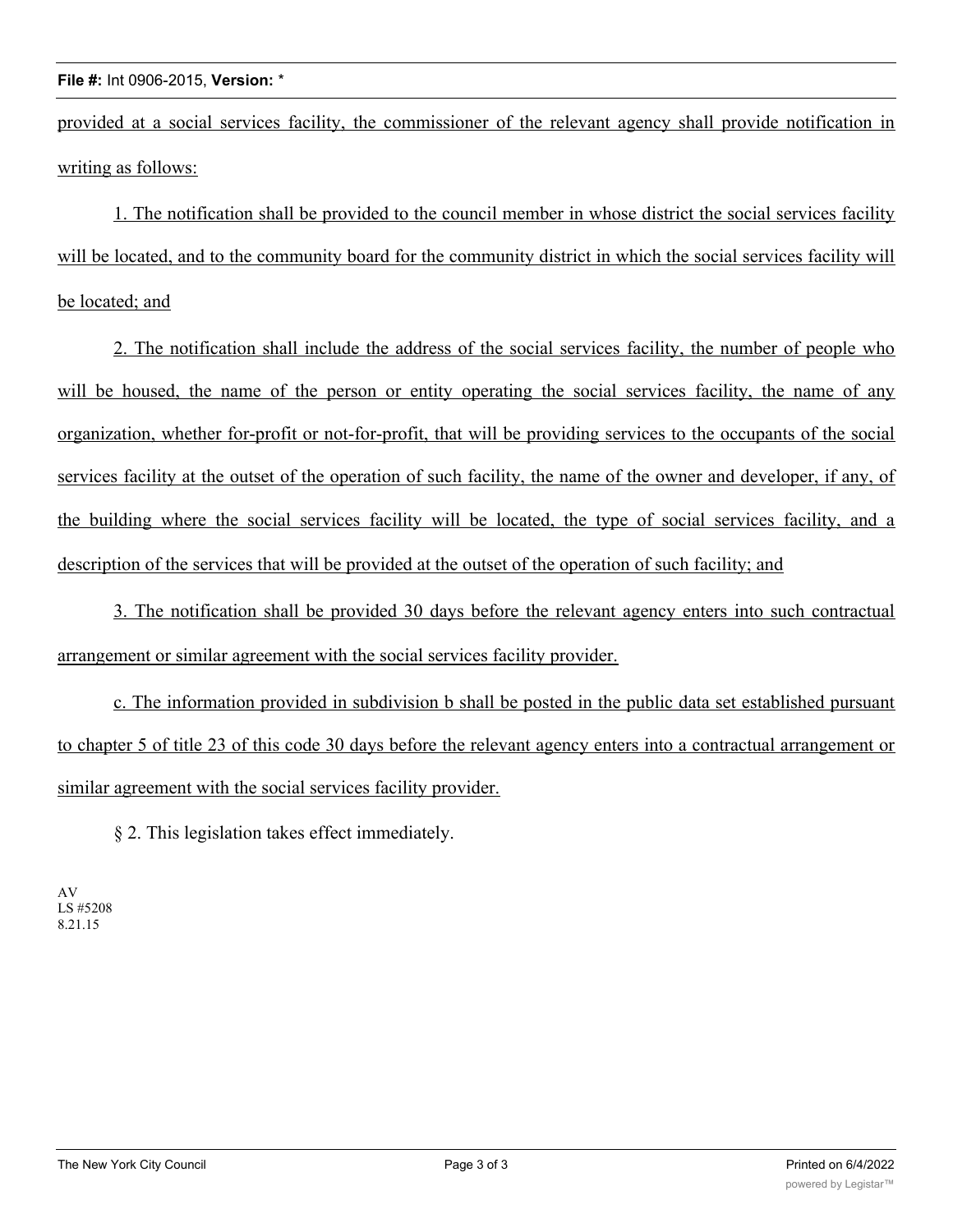provided at a social services facility, the commissioner of the relevant agency shall provide notification in writing as follows:

1. The notification shall be provided to the council member in whose district the social services facility will be located, and to the community board for the community district in which the social services facility will be located; and

2. The notification shall include the address of the social services facility, the number of people who will be housed, the name of the person or entity operating the social services facility, the name of any organization, whether for-profit or not-for-profit, that will be providing services to the occupants of the social services facility at the outset of the operation of such facility, the name of the owner and developer, if any, of the building where the social services facility will be located, the type of social services facility, and a description of the services that will be provided at the outset of the operation of such facility; and

3. The notification shall be provided 30 days before the relevant agency enters into such contractual arrangement or similar agreement with the social services facility provider.

c. The information provided in subdivision b shall be posted in the public data set established pursuant to chapter 5 of title 23 of this code 30 days before the relevant agency enters into a contractual arrangement or similar agreement with the social services facility provider.

§ 2. This legislation takes effect immediately.

AV
LS #5208
8.21.15